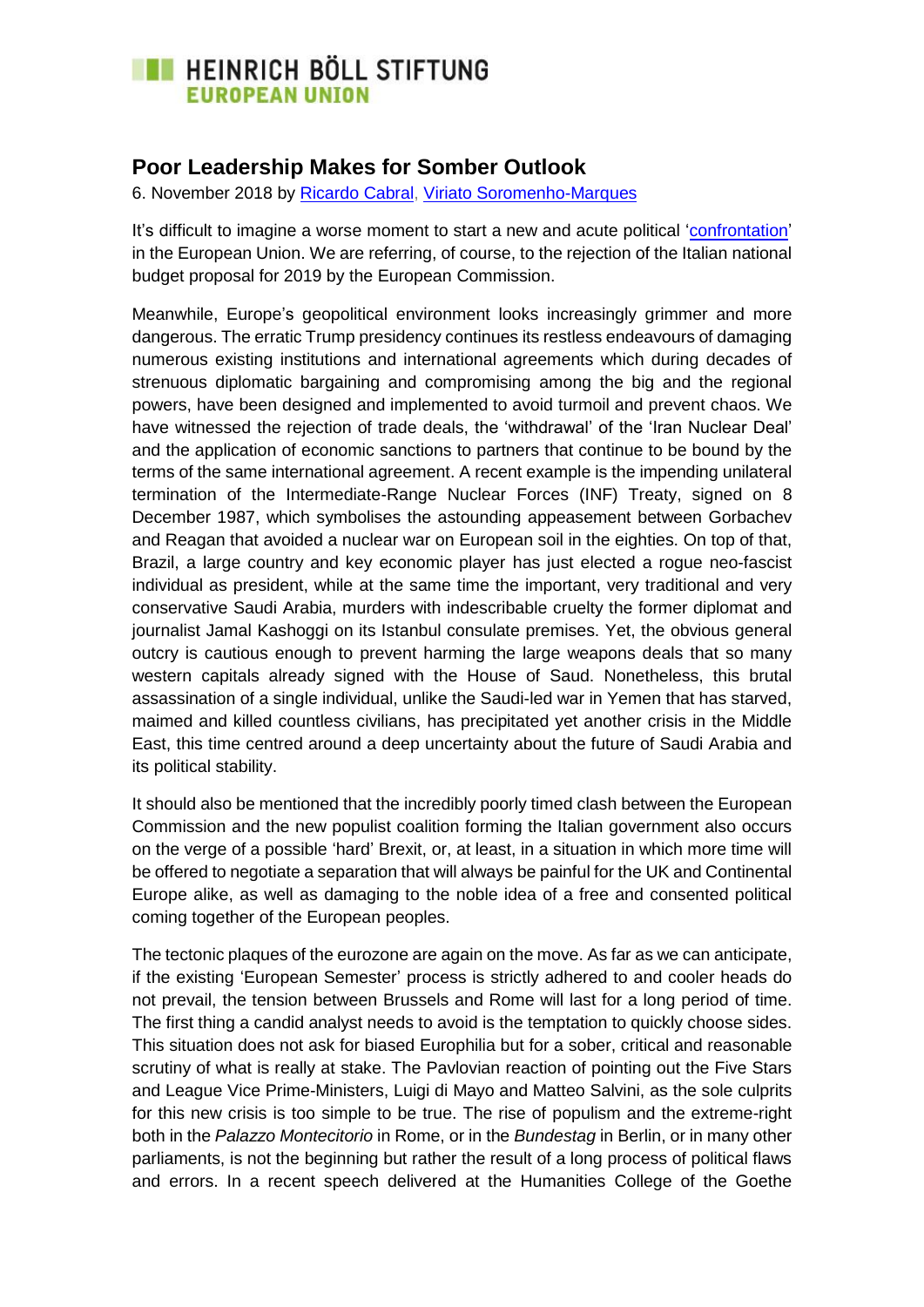**HEINRICH BÖLL STIFTUNG**
**EUROPEAN UNION**

# Poor Leadership Makes for Somber Outlook

6. November 2018 by Ricardo Cabral, Viriato Soromenho-Marques

It's difficult to imagine a worse moment to start a new and acute political 'confrontation' in the European Union. We are referring, of course, to the rejection of the Italian national budget proposal for 2019 by the European Commission.

Meanwhile, Europe's geopolitical environment looks increasingly grimmer and more dangerous. The erratic Trump presidency continues its restless endeavours of damaging numerous existing institutions and international agreements which during decades of strenuous diplomatic bargaining and compromising among the big and the regional powers, have been designed and implemented to avoid turmoil and prevent chaos. We have witnessed the rejection of trade deals, the 'withdrawal' of the 'Iran Nuclear Deal' and the application of economic sanctions to partners that continue to be bound by the terms of the same international agreement. A recent example is the impending unilateral termination of the Intermediate-Range Nuclear Forces (INF) Treaty, signed on 8 December 1987, which symbolises the astounding appeasement between Gorbachev and Reagan that avoided a nuclear war on European soil in the eighties. On top of that, Brazil, a large country and key economic player has just elected a rogue neo-fascist individual as president, while at the same time the important, very traditional and very conservative Saudi Arabia, murders with indescribable cruelty the former diplomat and journalist Jamal Kashoggi on its Istanbul consulate premises. Yet, the obvious general outcry is cautious enough to prevent harming the large weapons deals that so many western capitals already signed with the House of Saud. Nonetheless, this brutal assassination of a single individual, unlike the Saudi-led war in Yemen that has starved, maimed and killed countless civilians, has precipitated yet another crisis in the Middle East, this time centred around a deep uncertainty about the future of Saudi Arabia and its political stability.

It should also be mentioned that the incredibly poorly timed clash between the European Commission and the new populist coalition forming the Italian government also occurs on the verge of a possible 'hard' Brexit, or, at least, in a situation in which more time will be offered to negotiate a separation that will always be painful for the UK and Continental Europe alike, as well as damaging to the noble idea of a free and consented political coming together of the European peoples.

The tectonic plaques of the eurozone are again on the move. As far as we can anticipate, if the existing 'European Semester' process is strictly adhered to and cooler heads do not prevail, the tension between Brussels and Rome will last for a long period of time. The first thing a candid analyst needs to avoid is the temptation to quickly choose sides. This situation does not ask for biased Europhilia but for a sober, critical and reasonable scrutiny of what is really at stake. The Pavlovian reaction of pointing out the Five Stars and League Vice Prime-Ministers, Luigi di Mayo and Matteo Salvini, as the sole culprits for this new crisis is too simple to be true. The rise of populism and the extreme-right both in the *Palazzo Montecitorio* in Rome, or in the *Bundestag* in Berlin, or in many other parliaments, is not the beginning but rather the result of a long process of political flaws and errors. In a recent speech delivered at the Humanities College of the Goethe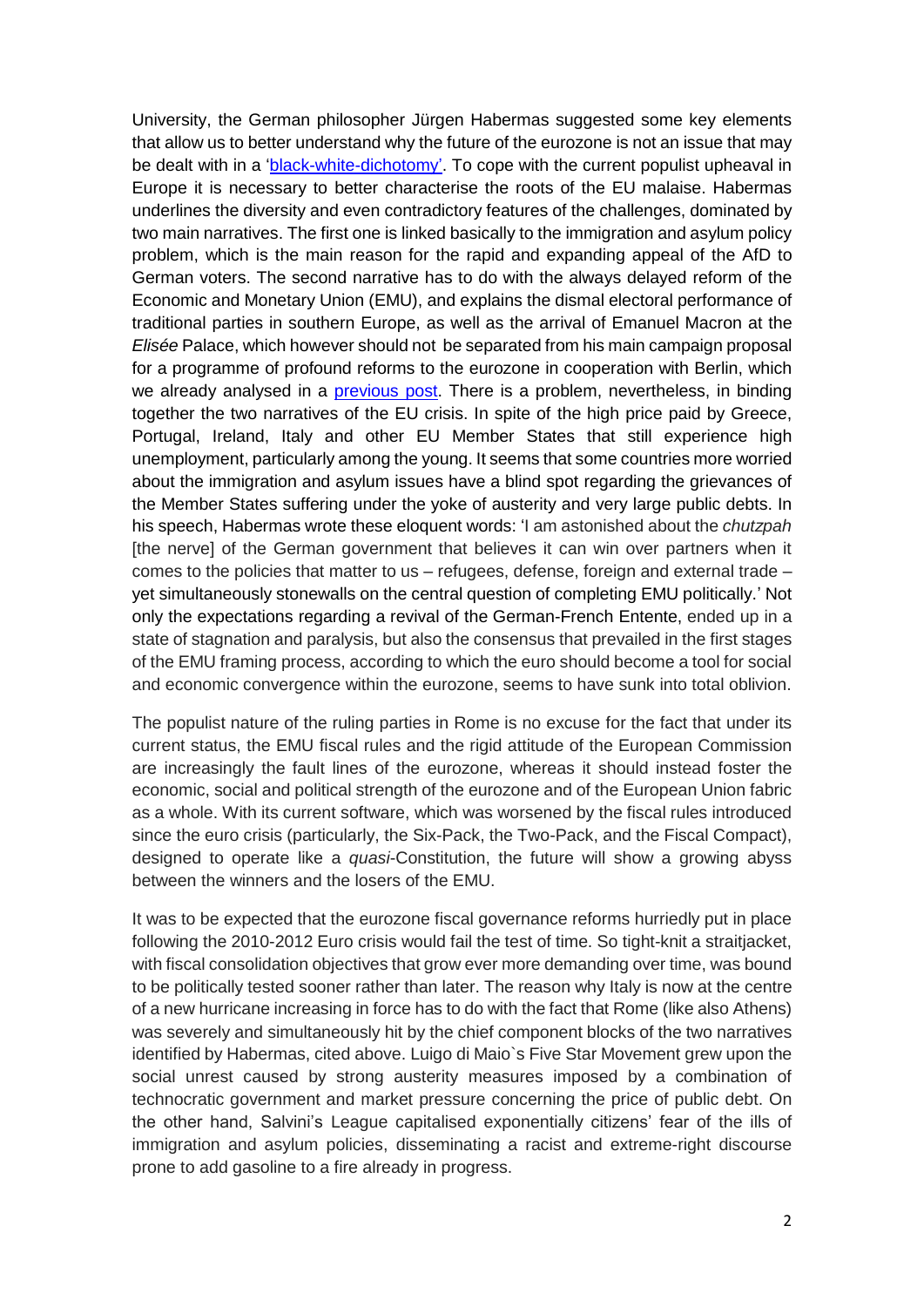University, the German philosopher Jürgen Habermas suggested some key elements that allow us to better understand why the future of the eurozone is not an issue that may be dealt with in a 'black-white-dichotomy'. To cope with the current populist upheaval in Europe it is necessary to better characterise the roots of the EU malaise. Habermas underlines the diversity and even contradictory features of the challenges, dominated by two main narratives. The first one is linked basically to the immigration and asylum policy problem, which is the main reason for the rapid and expanding appeal of the AfD to German voters. The second narrative has to do with the always delayed reform of the Economic and Monetary Union (EMU), and explains the dismal electoral performance of traditional parties in southern Europe, as well as the arrival of Emanuel Macron at the *Elisée* Palace, which however should not be separated from his main campaign proposal for a programme of profound reforms to the eurozone in cooperation with Berlin, which we already analysed in a previous post. There is a problem, nevertheless, in binding together the two narratives of the EU crisis. In spite of the high price paid by Greece, Portugal, Ireland, Italy and other EU Member States that still experience high unemployment, particularly among the young. It seems that some countries more worried about the immigration and asylum issues have a blind spot regarding the grievances of the Member States suffering under the yoke of austerity and very large public debts. In his speech, Habermas wrote these eloquent words: 'I am astonished about the *chutzpah* [the nerve] of the German government that believes it can win over partners when it comes to the policies that matter to us – refugees, defense, foreign and external trade – yet simultaneously stonewalls on the central question of completing EMU politically.' Not only the expectations regarding a revival of the German-French Entente, ended up in a state of stagnation and paralysis, but also the consensus that prevailed in the first stages of the EMU framing process, according to which the euro should become a tool for social and economic convergence within the eurozone, seems to have sunk into total oblivion.

The populist nature of the ruling parties in Rome is no excuse for the fact that under its current status, the EMU fiscal rules and the rigid attitude of the European Commission are increasingly the fault lines of the eurozone, whereas it should instead foster the economic, social and political strength of the eurozone and of the European Union fabric as a whole. With its current software, which was worsened by the fiscal rules introduced since the euro crisis (particularly, the Six-Pack, the Two-Pack, and the Fiscal Compact), designed to operate like a *quasi*-Constitution, the future will show a growing abyss between the winners and the losers of the EMU.

It was to be expected that the eurozone fiscal governance reforms hurriedly put in place following the 2010-2012 Euro crisis would fail the test of time. So tight-knit a straitjacket, with fiscal consolidation objectives that grow ever more demanding over time, was bound to be politically tested sooner rather than later. The reason why Italy is now at the centre of a new hurricane increasing in force has to do with the fact that Rome (like also Athens) was severely and simultaneously hit by the chief component blocks of the two narratives identified by Habermas, cited above. Luigo di Maio`s Five Star Movement grew upon the social unrest caused by strong austerity measures imposed by a combination of technocratic government and market pressure concerning the price of public debt. On the other hand, Salvini's League capitalised exponentially citizens' fear of the ills of immigration and asylum policies, disseminating a racist and extreme-right discourse prone to add gasoline to a fire already in progress.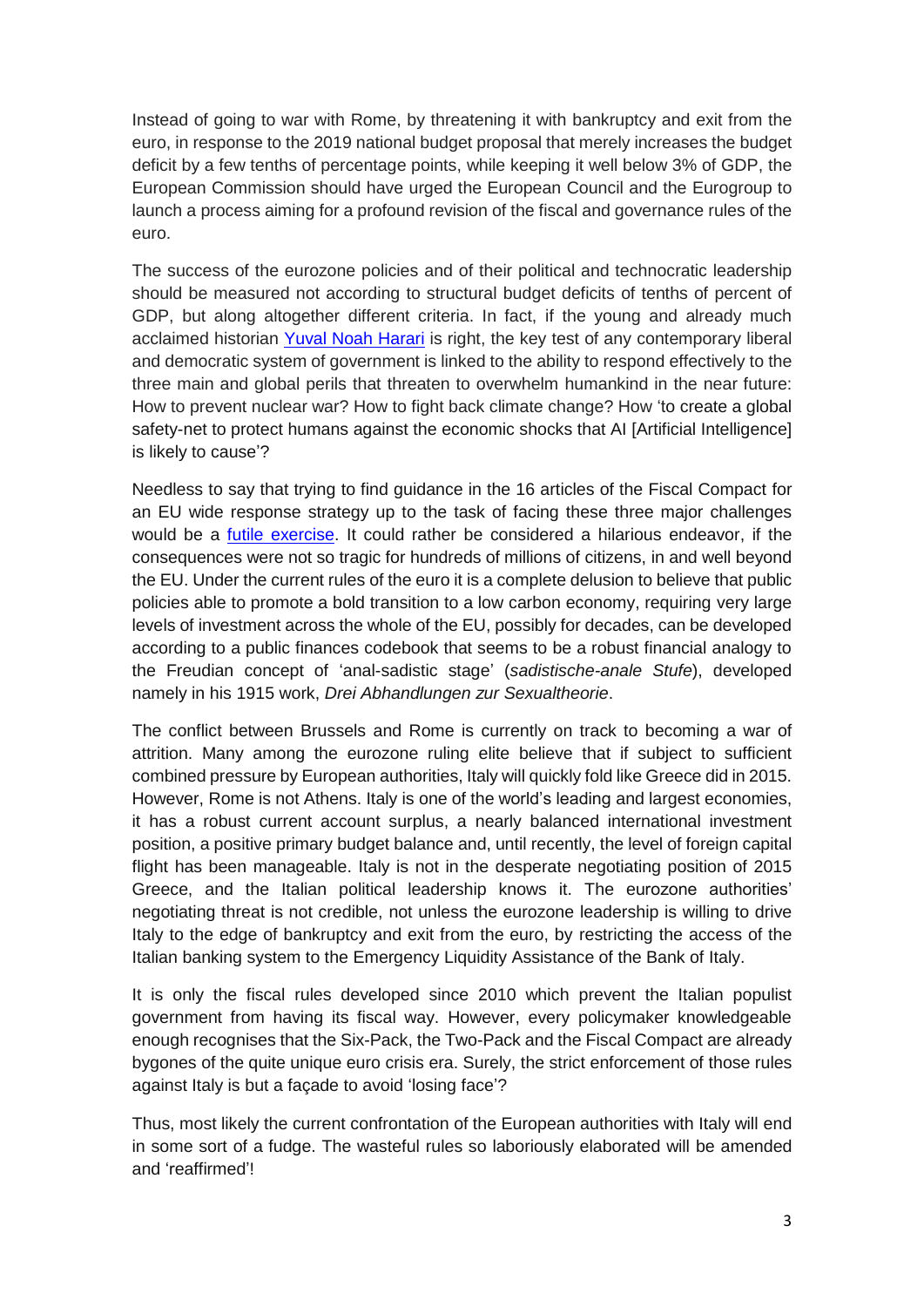Instead of going to war with Rome, by threatening it with bankruptcy and exit from the euro, in response to the 2019 national budget proposal that merely increases the budget deficit by a few tenths of percentage points, while keeping it well below 3% of GDP, the European Commission should have urged the European Council and the Eurogroup to launch a process aiming for a profound revision of the fiscal and governance rules of the euro.

The success of the eurozone policies and of their political and technocratic leadership should be measured not according to structural budget deficits of tenths of percent of GDP, but along altogether different criteria. In fact, if the young and already much acclaimed historian Yuval Noah Harari is right, the key test of any contemporary liberal and democratic system of government is linked to the ability to respond effectively to the three main and global perils that threaten to overwhelm humankind in the near future: How to prevent nuclear war? How to fight back climate change? How 'to create a global safety-net to protect humans against the economic shocks that AI [Artificial Intelligence] is likely to cause'?

Needless to say that trying to find guidance in the 16 articles of the Fiscal Compact for an EU wide response strategy up to the task of facing these three major challenges would be a futile exercise. It could rather be considered a hilarious endeavor, if the consequences were not so tragic for hundreds of millions of citizens, in and well beyond the EU. Under the current rules of the euro it is a complete delusion to believe that public policies able to promote a bold transition to a low carbon economy, requiring very large levels of investment across the whole of the EU, possibly for decades, can be developed according to a public finances codebook that seems to be a robust financial analogy to the Freudian concept of 'anal-sadistic stage' (*sadistische-anale Stufe*), developed namely in his 1915 work, *Drei Abhandlungen zur Sexualtheorie*.

The conflict between Brussels and Rome is currently on track to becoming a war of attrition. Many among the eurozone ruling elite believe that if subject to sufficient combined pressure by European authorities, Italy will quickly fold like Greece did in 2015. However, Rome is not Athens. Italy is one of the world's leading and largest economies, it has a robust current account surplus, a nearly balanced international investment position, a positive primary budget balance and, until recently, the level of foreign capital flight has been manageable. Italy is not in the desperate negotiating position of 2015 Greece, and the Italian political leadership knows it. The eurozone authorities' negotiating threat is not credible, not unless the eurozone leadership is willing to drive Italy to the edge of bankruptcy and exit from the euro, by restricting the access of the Italian banking system to the Emergency Liquidity Assistance of the Bank of Italy.

It is only the fiscal rules developed since 2010 which prevent the Italian populist government from having its fiscal way. However, every policymaker knowledgeable enough recognises that the Six-Pack, the Two-Pack and the Fiscal Compact are already bygones of the quite unique euro crisis era. Surely, the strict enforcement of those rules against Italy is but a façade to avoid 'losing face'?

Thus, most likely the current confrontation of the European authorities with Italy will end in some sort of a fudge. The wasteful rules so laboriously elaborated will be amended and 'reaffirmed'!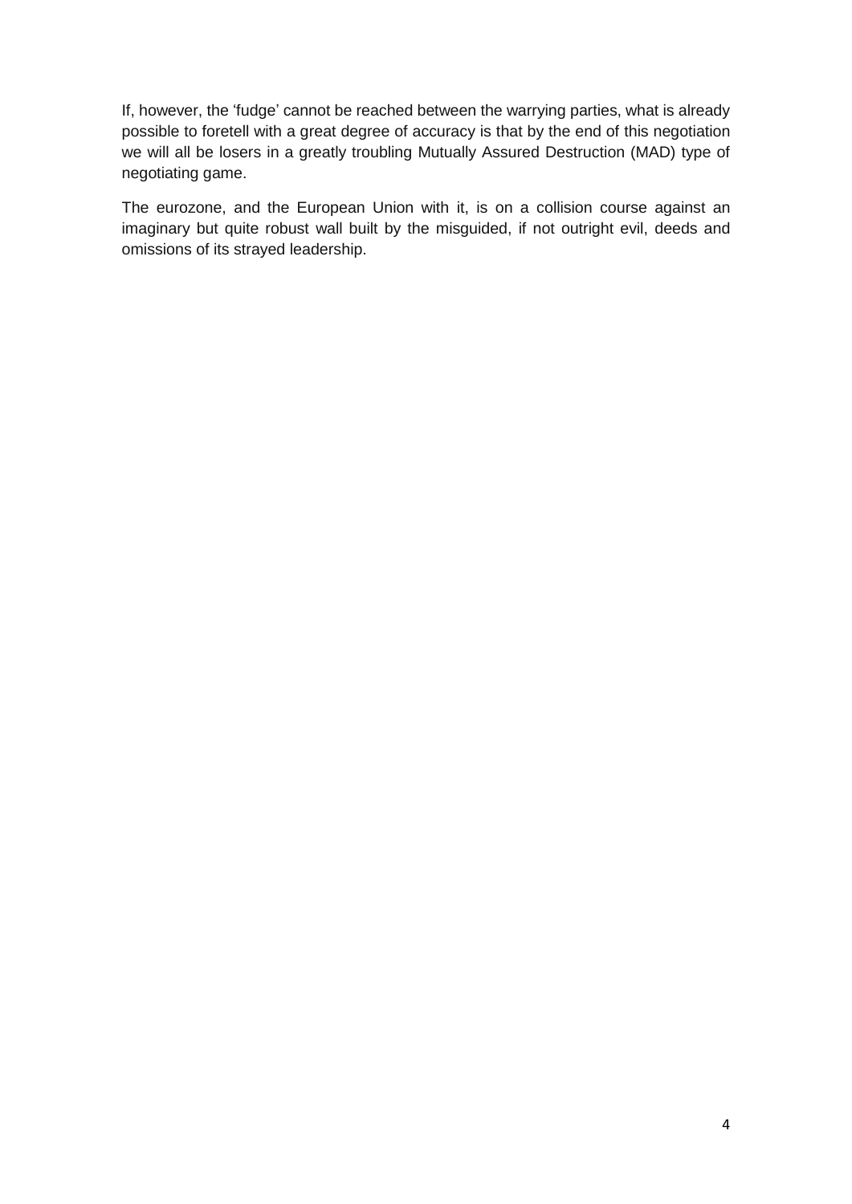If, however, the 'fudge' cannot be reached between the warrying parties, what is already possible to foretell with a great degree of accuracy is that by the end of this negotiation we will all be losers in a greatly troubling Mutually Assured Destruction (MAD) type of negotiating game.

The eurozone, and the European Union with it, is on a collision course against an imaginary but quite robust wall built by the misguided, if not outright evil, deeds and omissions of its strayed leadership.